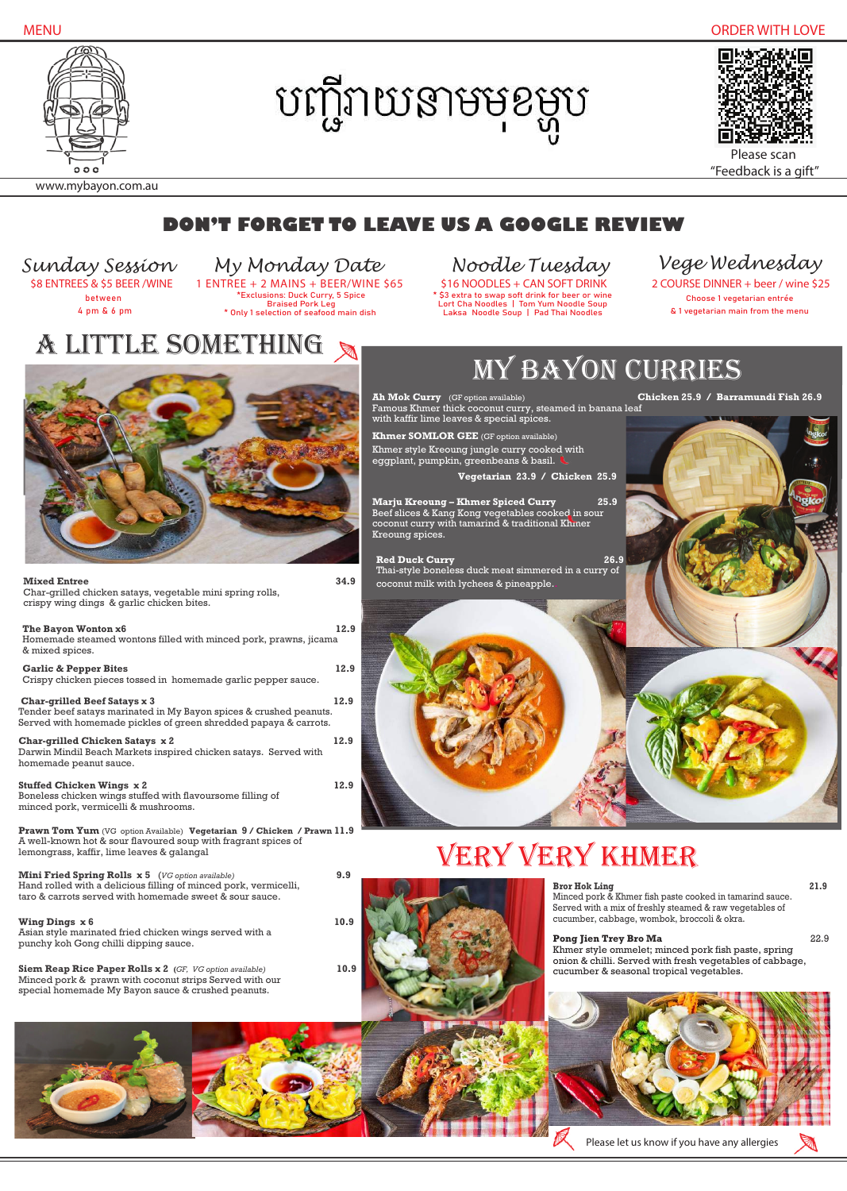MENU

ORDER WITH LOVE

# បញ្ជីរាយនាមមុខម្ហូប

Please scan
"Feedback is a gift"

www.mybayon.com.au

## DON'T FORGET TO LEAVE US A GOOGLE REVIEW

**Sunday Session**
$8 ENTREES & $5 BEER /WINE
between
4 pm & 6 pm

**My Monday Date**
1 ENTREE + 2 MAINS + BEER/WINE $65
*Exclusions: Duck Curry, 5 Spice Braised Pork Leg
* Only 1 selection of seafood main dish

**Noodle Tuesday**
$16 NOODLES + CAN SOFT DRINK
* $3 extra to swap soft drink for beer or wine
Lort Cha Noodles | Tom Yum Noodle Soup
Laksa Noodle Soup | Pad Thai Noodles

**Vege Wednesday**
2 COURSE DINNER + beer / wine $25
Choose 1 vegetarian entrée
& 1 vegetarian main from the menu

## A LITTLE SOMETHING

**Mixed Entree** 34.9
Char-grilled chicken satays, vegetable mini spring rolls, crispy wing dings & garlic chicken bites.

**The Bayon Wonton x6** 12.9
Homemade steamed wontons filled with minced pork, prawns, jicama & mixed spices.

**Garlic & Pepper Bites** 12.9
Crispy chicken pieces tossed in homemade garlic pepper sauce.

**Char-grilled Beef Satays x 3** 12.9
Tender beef satays marinated in My Bayon spices & crushed peanuts. Served with homemade pickles of green shredded papaya & carrots.

**Char-grilled Chicken Satays x 2** 12.9
Darwin Mindil Beach Markets inspired chicken satays. Served with homemade peanut sauce.

**Stuffed Chicken Wings x 2** 12.9
Boneless chicken wings stuffed with flavoursome filling of minced pork, vermicelli & mushrooms.

**Prawn Tom Yum** (VG option Available) **Vegetarian 9 / Chicken / Prawn 11.9**
A well-known hot & sour flavoured soup with fragrant spices of lemongrass, kaffir, lime leaves & galangal

**Mini Fried Spring Rolls x 5** (*VG option available*) 9.9
Hand rolled with a delicious filling of minced pork, vermicelli, taro & carrots served with homemade sweet & sour sauce.

**Wing Dings x 6** 10.9
Asian style marinated fried chicken wings served with a punchy koh Gong chilli dipping sauce.

**Siem Reap Rice Paper Rolls x 2** (*GF, VG option available*) 10.9
Minced pork & prawn with coconut strips Served with our special homemade My Bayon sauce & crushed peanuts.

## MY BAYON CURRIES

**Ah Mok Curry** (GF option available) **Chicken 25.9 / Barramundi Fish 26.9**
Famous Khmer thick coconut curry, steamed in banana leaf with kaffir lime leaves & special spices.

**Khmer SOMLOR GEE** (GF option available)
Khmer style Kreoung jungle curry cooked with eggplant, pumpkin, greenbeans & basil.
**Vegetarian 23.9 / Chicken 25.9**

**Marju Kreoung – Khmer Spiced Curry** 25.9
Beef slices & Kang Kong vegetables cooked in sour coconut curry with tamarind & traditional Khmer Kreoung spices.

**Red Duck Curry** 26.9
Thai-style boneless duck meat simmered in a curry of coconut milk with lychees & pineapple.

## VERY VERY KHMER

**Bror Hok Ling** 21.9
Minced pork & Khmer fish paste cooked in tamarind sauce. Served with a mix of freshly steamed & raw vegetables of cucumber, cabbage, wombok, broccoli & okra.

**Pong Jien Trey Bro Ma** 22.9
Khmer style ommelet; minced pork fish paste, spring onion & chilli. Served with fresh vegetables of cabbage, cucumber & seasonal tropical vegetables.

Please let us know if you have any allergies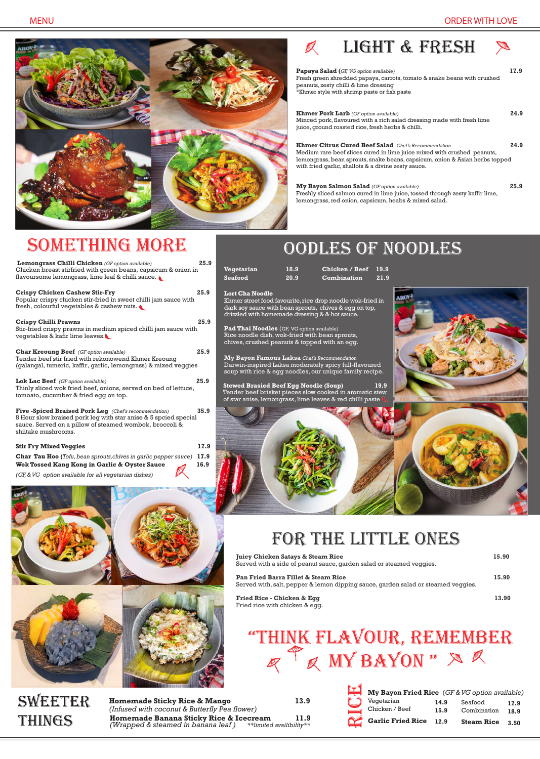MENU

ORDER WITH LOVE

# LIGHT & FRESH

**Papaya Salad** *(GF, VG option available)* — 17.9
Fresh green shredded papaya, carrots, tomato & snake beans with crushed peanuts, zesty chilli & lime dressing
*Khmer style with shrimp paste or fish paste

**Khmer Pork Larb** *(GF option available)* — 24.9
Minced pork, flavoured with a rich salad dressing made with fresh lime juice, ground roasted rice, fresh herbs & chilli.

**Khmer Citrus Cured Beef Salad** *Chef's Recommendation* — 24.9
Medium rare beef slices cured in lime juice mixed with crushed peanuts, lemongrass, bean sprouts, snake beans, capsicum, onion & Asian herbs topped with fried garlic, shallots & a divine zesty sauce.

**My Bayon Salmon Salad** *(GF option available)* — 25.9
Freshly sliced salmon cured in lime juice, tossed through zesty kaffir lime, lemongrass, red onion, capsicum, heabs & mixed salad.

# SOMETHING MORE

**Lemongrass Chilli Chicken** *(GF option available)* — 25.9
Chicken breast stirfried with green beans, capsicum & onion in flavoursome lemongrass, lime leaf & chilli sauce.

**Crispy Chicken Cashew Stir-Fry** — 25.9
Popular crispy chicken stir-fried in sweet chilli jam sauce with fresh, colourful vegetables & cashew nuts.

**Crispy Chilli Prawns** — 25.9
Stir-fried crispy prawns in medium spiced chilli jam sauce with vegetables & kafir lime leaves.

**Char Kreoung Beef** *(GF option available)* — 25.9
Tender beef stir fried with rekonowend Khmer Kreoung (galangal, tumeric, kaffir, garlic, lemongrass) & mixed veggies

**Lok Lac Beef** *(GF option available)* — 25.9
Thinly sliced wok fried beef, onions, served on bed of lettuce, tomoato, cucumber & fried egg on top.

**Five -Spiced Braised Pork Leg** *(Chef's recommendation)* — 35.9
8 Hour slow braised pork leg with star anise & 5 spcied special sauce. Served on a pillow of steamed wombok, broccoli & shiitake mushrooms.

**Stir Fry Mixed Veggies** — 17.9

**Char Tau Hoo** *(Tofu, bean sprouts,chives in garlic pepper sauce)* — 17.9

**Wok Tossed Kang Kong in Garlic & Oyster Sauce** — 16.9

*(GF, & VG option available for all vegetarian dishes)*

# OODLES OF NOODLES

| | | | |
|---|---|---|---|
| Vegetarian | 18.9 | Chicken / Beef | 19.9 |
| Seafood | 20.9 | Combination | 21.9 |

**Lort Cha Noodle**
Khmer street food favourite, rice drop noodle wok-fried in dark soy sauce with bean sprouts, chives & egg on top, drizzled with homemade dressing & & hot sauce.

**Pad Thai Noodles** *(GF, VG option available)*
Rice noodle dish, wok-fried with bean sprouts, chives, crushed peanuts & topped with an egg.

**My Bayon Famous Laksa** *Chef's Recommendation*
Darwin-inspired Laksa moderately spicy full-flavoured soup with rice & egg noodles, our unique family recipe.

**Stewed Brasied Beef Egg Noodle (Soup)** — 19.9
Tender beef brisket pieces slow cooked in aromatic stew of star anise, lemongrass, lime leaves & red chilli paste

# FOR THE LITTLE ONES

**Juicy Chicken Satays & Steam Rice** — 15.90
Served with a side of peanut sauce, garden salad or steamed veggies.

**Pan Fried Barra Fillet & Steam Rice** — 15.90
Served with, salt, pepper & lemon dipping sauce, garden salad or steamed veggies.

**Fried Rice - Chicken & Egg** — 13.90
Fried rice with chicken & egg.

## "THINK FLAVOUR, REMEMBER MY BAYON"

# SWEETER THINGS

**Homemade Sticky Rice & Mango** — 13.9
*(Infused with coconut & Butterfly Pea flower)*

**Homemade Banana Sticky Rice & Icecream** — 11.9
*(Wrapped & steamed in banana leaf)* *\*\*limited availibility\*\**

# RICE

**My Bayon Fried Rice** *(GF & VG option available)*

| | | | |
|---|---|---|---|
| Vegetarian | 14.9 | Seafood | 17.9 |
| Chicken / Beef | 15.9 | Combination | 18.9 |

**Garlic Fried Rice** — 12.9

**Steam Rice** — 3.50